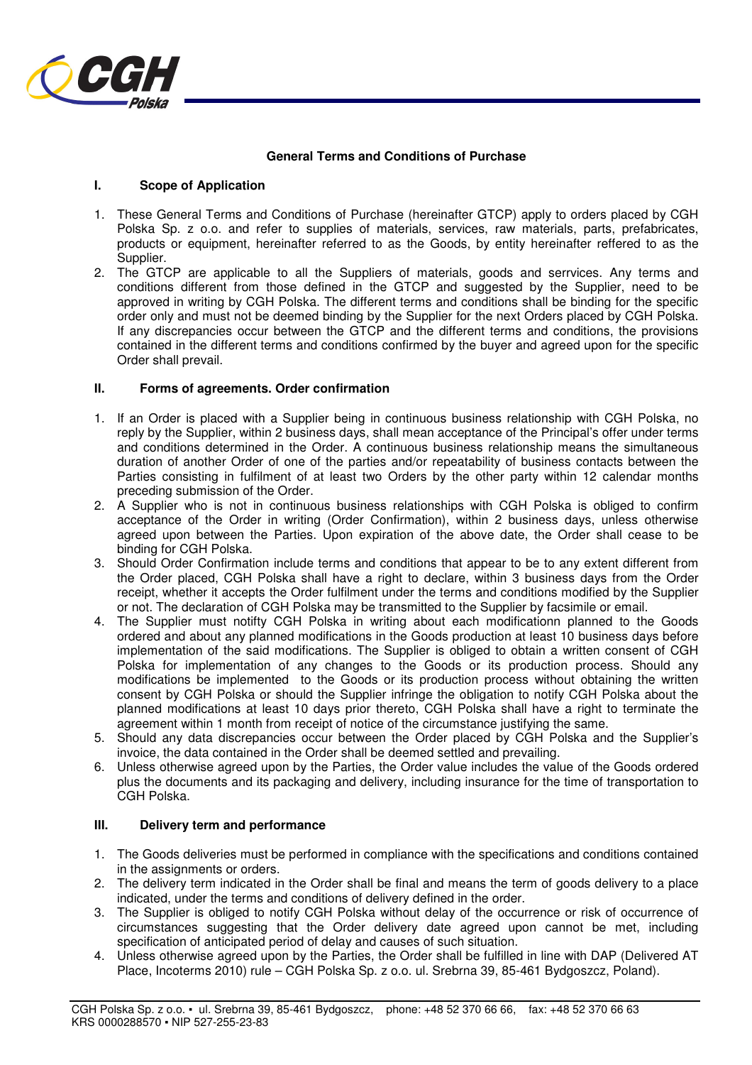# General Terms and Conditions of Purchase

## I. Scope of Application

1. These General Terms and Conditions of Purchase (hereinafter GTCP) apply to orders placed by CGH Polska Sp. z o.o. and refer to supplies of materials, services, raw materials, parts, prefabricates, products or equipment, hereinafter referred to as the Goods, by entity hereinafter reffered to as the Supplier.
2. The GTCP are applicable to all the Suppliers of materials, goods and serrvices. Any terms and conditions different from those defined in the GTCP and suggested by the Supplier, need to be approved in writing by CGH Polska. The different terms and conditions shall be binding for the specific order only and must not be deemed binding by the Supplier for the next Orders placed by CGH Polska. If any discrepancies occur between the GTCP and the different terms and conditions, the provisions contained in the different terms and conditions confirmed by the buyer and agreed upon for the specific Order shall prevail.

## II. Forms of agreements. Order confirmation

1. If an Order is placed with a Supplier being in continuous business relationship with CGH Polska, no reply by the Supplier, within 2 business days, shall mean acceptance of the Principal's offer under terms and conditions determined in the Order. A continuous business relationship means the simultaneous duration of another Order of one of the parties and/or repeatability of business contacts between the Parties consisting in fulfilment of at least two Orders by the other party within 12 calendar months preceding submission of the Order.
2. A Supplier who is not in continuous business relationships with CGH Polska is obliged to confirm acceptance of the Order in writing (Order Confirmation), within 2 business days, unless otherwise agreed upon between the Parties. Upon expiration of the above date, the Order shall cease to be binding for CGH Polska.
3. Should Order Confirmation include terms and conditions that appear to be to any extent different from the Order placed, CGH Polska shall have a right to declare, within 3 business days from the Order receipt, whether it accepts the Order fulfilment under the terms and conditions modified by the Supplier or not. The declaration of CGH Polska may be transmitted to the Supplier by facsimile or email.
4. The Supplier must notifty CGH Polska in writing about each modificationn planned to the Goods ordered and about any planned modifications in the Goods production at least 10 business days before implementation of the said modifications. The Supplier is obliged to obtain a written consent of CGH Polska for implementation of any changes to the Goods or its production process. Should any modifications be implemented to the Goods or its production process without obtaining the written consent by CGH Polska or should the Supplier infringe the obligation to notify CGH Polska about the planned modifications at least 10 days prior thereto, CGH Polska shall have a right to terminate the agreement within 1 month from receipt of notice of the circumstance justifying the same.
5. Should any data discrepancies occur between the Order placed by CGH Polska and the Supplier's invoice, the data contained in the Order shall be deemed settled and prevailing.
6. Unless otherwise agreed upon by the Parties, the Order value includes the value of the Goods ordered plus the documents and its packaging and delivery, including insurance for the time of transportation to CGH Polska.

## III. Delivery term and performance

1. The Goods deliveries must be performed in compliance with the specifications and conditions contained in the assignments or orders.
2. The delivery term indicated in the Order shall be final and means the term of goods delivery to a place indicated, under the terms and conditions of delivery defined in the order.
3. The Supplier is obliged to notify CGH Polska without delay of the occurrence or risk of occurrence of circumstances suggesting that the Order delivery date agreed upon cannot be met, including specification of anticipated period of delay and causes of such situation.
4. Unless otherwise agreed upon by the Parties, the Order shall be fulfilled in line with DAP (Delivered AT Place, Incoterms 2010) rule – CGH Polska Sp. z o.o. ul. Srebrna 39, 85-461 Bydgoszcz, Poland).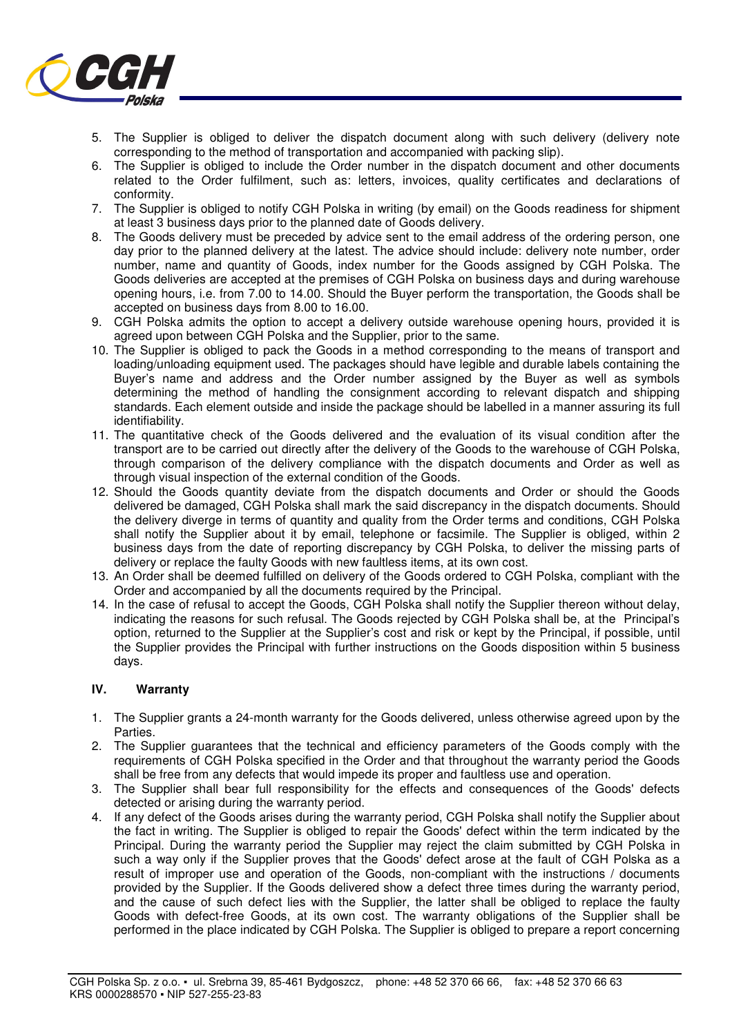5. The Supplier is obliged to deliver the dispatch document along with such delivery (delivery note corresponding to the method of transportation and accompanied with packing slip).
6. The Supplier is obliged to include the Order number in the dispatch document and other documents related to the Order fulfilment, such as: letters, invoices, quality certificates and declarations of conformity.
7. The Supplier is obliged to notify CGH Polska in writing (by email) on the Goods readiness for shipment at least 3 business days prior to the planned date of Goods delivery.
8. The Goods delivery must be preceded by advice sent to the email address of the ordering person, one day prior to the planned delivery at the latest. The advice should include: delivery note number, order number, name and quantity of Goods, index number for the Goods assigned by CGH Polska. The Goods deliveries are accepted at the premises of CGH Polska on business days and during warehouse opening hours, i.e. from 7.00 to 14.00. Should the Buyer perform the transportation, the Goods shall be accepted on business days from 8.00 to 16.00.
9. CGH Polska admits the option to accept a delivery outside warehouse opening hours, provided it is agreed upon between CGH Polska and the Supplier, prior to the same.
10. The Supplier is obliged to pack the Goods in a method corresponding to the means of transport and loading/unloading equipment used. The packages should have legible and durable labels containing the Buyer's name and address and the Order number assigned by the Buyer as well as symbols determining the method of handling the consignment according to relevant dispatch and shipping standards. Each element outside and inside the package should be labelled in a manner assuring its full identifiability.
11. The quantitative check of the Goods delivered and the evaluation of its visual condition after the transport are to be carried out directly after the delivery of the Goods to the warehouse of CGH Polska, through comparison of the delivery compliance with the dispatch documents and Order as well as through visual inspection of the external condition of the Goods.
12. Should the Goods quantity deviate from the dispatch documents and Order or should the Goods delivered be damaged, CGH Polska shall mark the said discrepancy in the dispatch documents. Should the delivery diverge in terms of quantity and quality from the Order terms and conditions, CGH Polska shall notify the Supplier about it by email, telephone or facsimile. The Supplier is obliged, within 2 business days from the date of reporting discrepancy by CGH Polska, to deliver the missing parts of delivery or replace the faulty Goods with new faultless items, at its own cost.
13. An Order shall be deemed fulfilled on delivery of the Goods ordered to CGH Polska, compliant with the Order and accompanied by all the documents required by the Principal.
14. In the case of refusal to accept the Goods, CGH Polska shall notify the Supplier thereon without delay, indicating the reasons for such refusal. The Goods rejected by CGH Polska shall be, at the Principal's option, returned to the Supplier at the Supplier's cost and risk or kept by the Principal, if possible, until the Supplier provides the Principal with further instructions on the Goods disposition within 5 business days.

## IV. Warranty

1. The Supplier grants a 24-month warranty for the Goods delivered, unless otherwise agreed upon by the Parties.
2. The Supplier guarantees that the technical and efficiency parameters of the Goods comply with the requirements of CGH Polska specified in the Order and that throughout the warranty period the Goods shall be free from any defects that would impede its proper and faultless use and operation.
3. The Supplier shall bear full responsibility for the effects and consequences of the Goods' defects detected or arising during the warranty period.
4. If any defect of the Goods arises during the warranty period, CGH Polska shall notify the Supplier about the fact in writing. The Supplier is obliged to repair the Goods' defect within the term indicated by the Principal. During the warranty period the Supplier may reject the claim submitted by CGH Polska in such a way only if the Supplier proves that the Goods' defect arose at the fault of CGH Polska as a result of improper use and operation of the Goods, non-compliant with the instructions / documents provided by the Supplier. If the Goods delivered show a defect three times during the warranty period, and the cause of such defect lies with the Supplier, the latter shall be obliged to replace the faulty Goods with defect-free Goods, at its own cost. The warranty obligations of the Supplier shall be performed in the place indicated by CGH Polska. The Supplier is obliged to prepare a report concerning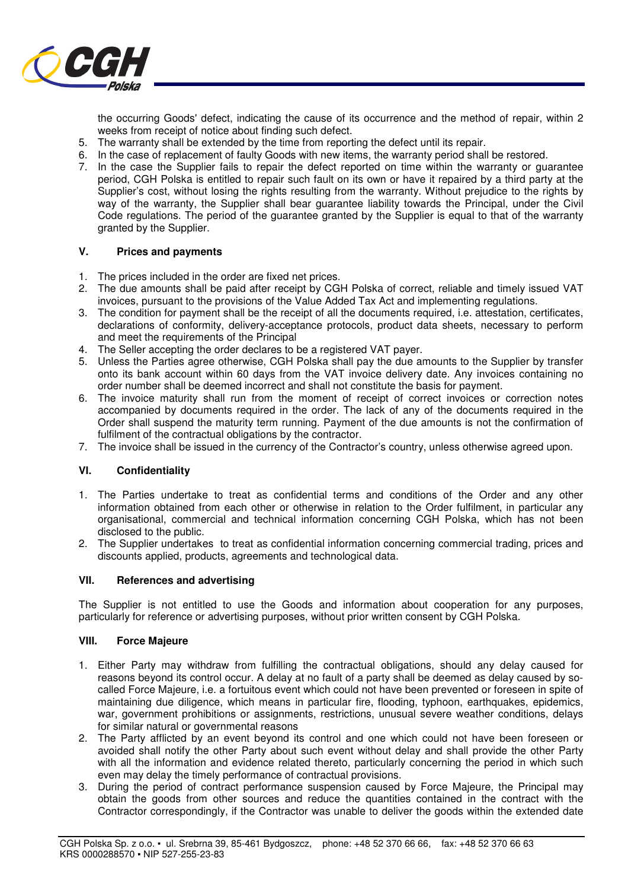the occurring Goods' defect, indicating the cause of its occurrence and the method of repair, within 2 weeks from receipt of notice about finding such defect.

5. The warranty shall be extended by the time from reporting the defect until its repair.
6. In the case of replacement of faulty Goods with new items, the warranty period shall be restored.
7. In the case the Supplier fails to repair the defect reported on time within the warranty or guarantee period, CGH Polska is entitled to repair such fault on its own or have it repaired by a third party at the Supplier's cost, without losing the rights resulting from the warranty. Without prejudice to the rights by way of the warranty, the Supplier shall bear guarantee liability towards the Principal, under the Civil Code regulations. The period of the guarantee granted by the Supplier is equal to that of the warranty granted by the Supplier.

## V. Prices and payments

1. The prices included in the order are fixed net prices.
2. The due amounts shall be paid after receipt by CGH Polska of correct, reliable and timely issued VAT invoices, pursuant to the provisions of the Value Added Tax Act and implementing regulations.
3. The condition for payment shall be the receipt of all the documents required, i.e. attestation, certificates, declarations of conformity, delivery-acceptance protocols, product data sheets, necessary to perform and meet the requirements of the Principal
4. The Seller accepting the order declares to be a registered VAT payer.
5. Unless the Parties agree otherwise, CGH Polska shall pay the due amounts to the Supplier by transfer onto its bank account within 60 days from the VAT invoice delivery date. Any invoices containing no order number shall be deemed incorrect and shall not constitute the basis for payment.
6. The invoice maturity shall run from the moment of receipt of correct invoices or correction notes accompanied by documents required in the order. The lack of any of the documents required in the Order shall suspend the maturity term running. Payment of the due amounts is not the confirmation of fulfilment of the contractual obligations by the contractor.
7. The invoice shall be issued in the currency of the Contractor's country, unless otherwise agreed upon.

## VI. Confidentiality

1. The Parties undertake to treat as confidential terms and conditions of the Order and any other information obtained from each other or otherwise in relation to the Order fulfilment, in particular any organisational, commercial and technical information concerning CGH Polska, which has not been disclosed to the public.
2. The Supplier undertakes to treat as confidential information concerning commercial trading, prices and discounts applied, products, agreements and technological data.

## VII. References and advertising

The Supplier is not entitled to use the Goods and information about cooperation for any purposes, particularly for reference or advertising purposes, without prior written consent by CGH Polska.

## VIII. Force Majeure

1. Either Party may withdraw from fulfilling the contractual obligations, should any delay caused for reasons beyond its control occur. A delay at no fault of a party shall be deemed as delay caused by so-called Force Majeure, i.e. a fortuitous event which could not have been prevented or foreseen in spite of maintaining due diligence, which means in particular fire, flooding, typhoon, earthquakes, epidemics, war, government prohibitions or assignments, restrictions, unusual severe weather conditions, delays for similar natural or governmental reasons
2. The Party afflicted by an event beyond its control and one which could not have been foreseen or avoided shall notify the other Party about such event without delay and shall provide the other Party with all the information and evidence related thereto, particularly concerning the period in which such even may delay the timely performance of contractual provisions.
3. During the period of contract performance suspension caused by Force Majeure, the Principal may obtain the goods from other sources and reduce the quantities contained in the contract with the Contractor correspondingly, if the Contractor was unable to deliver the goods within the extended date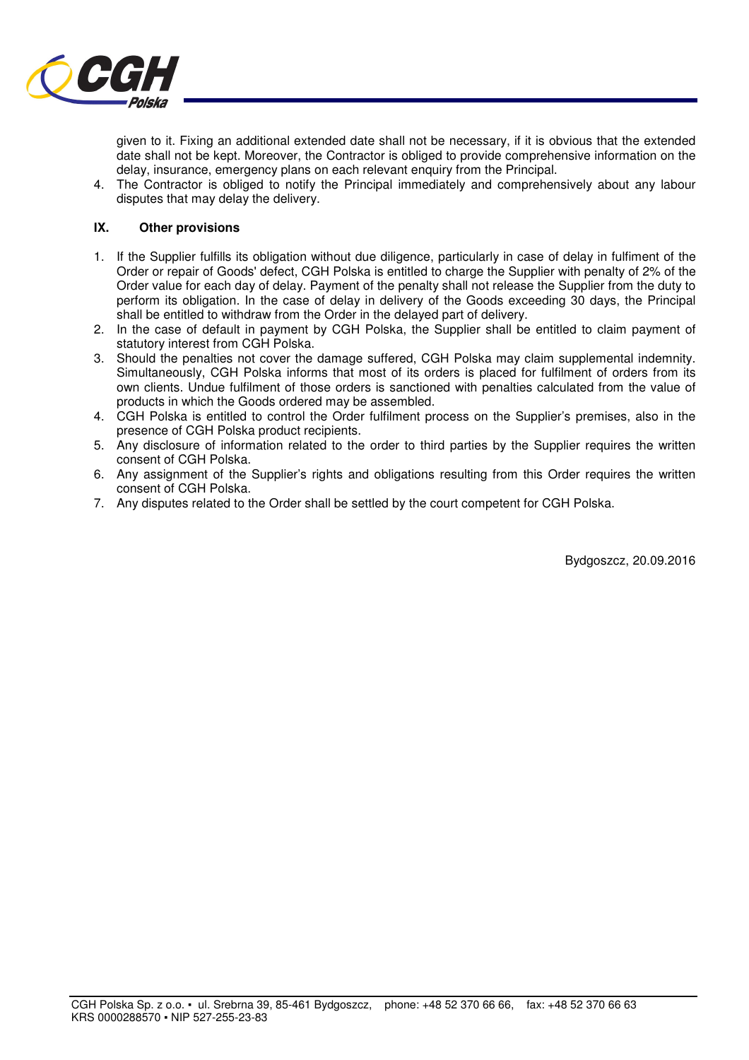given to it. Fixing an additional extended date shall not be necessary, if it is obvious that the extended date shall not be kept. Moreover, the Contractor is obliged to provide comprehensive information on the delay, insurance, emergency plans on each relevant enquiry from the Principal.

4. The Contractor is obliged to notify the Principal immediately and comprehensively about any labour disputes that may delay the delivery.

## IX. Other provisions

1. If the Supplier fulfills its obligation without due diligence, particularly in case of delay in fulfiment of the Order or repair of Goods' defect, CGH Polska is entitled to charge the Supplier with penalty of 2% of the Order value for each day of delay. Payment of the penalty shall not release the Supplier from the duty to perform its obligation. In the case of delay in delivery of the Goods exceeding 30 days, the Principal shall be entitled to withdraw from the Order in the delayed part of delivery.
2. In the case of default in payment by CGH Polska, the Supplier shall be entitled to claim payment of statutory interest from CGH Polska.
3. Should the penalties not cover the damage suffered, CGH Polska may claim supplemental indemnity. Simultaneously, CGH Polska informs that most of its orders is placed for fulfilment of orders from its own clients. Undue fulfilment of those orders is sanctioned with penalties calculated from the value of products in which the Goods ordered may be assembled.
4. CGH Polska is entitled to control the Order fulfilment process on the Supplier's premises, also in the presence of CGH Polska product recipients.
5. Any disclosure of information related to the order to third parties by the Supplier requires the written consent of CGH Polska.
6. Any assignment of the Supplier's rights and obligations resulting from this Order requires the written consent of CGH Polska.
7. Any disputes related to the Order shall be settled by the court competent for CGH Polska.

Bydgoszcz, 20.09.2016